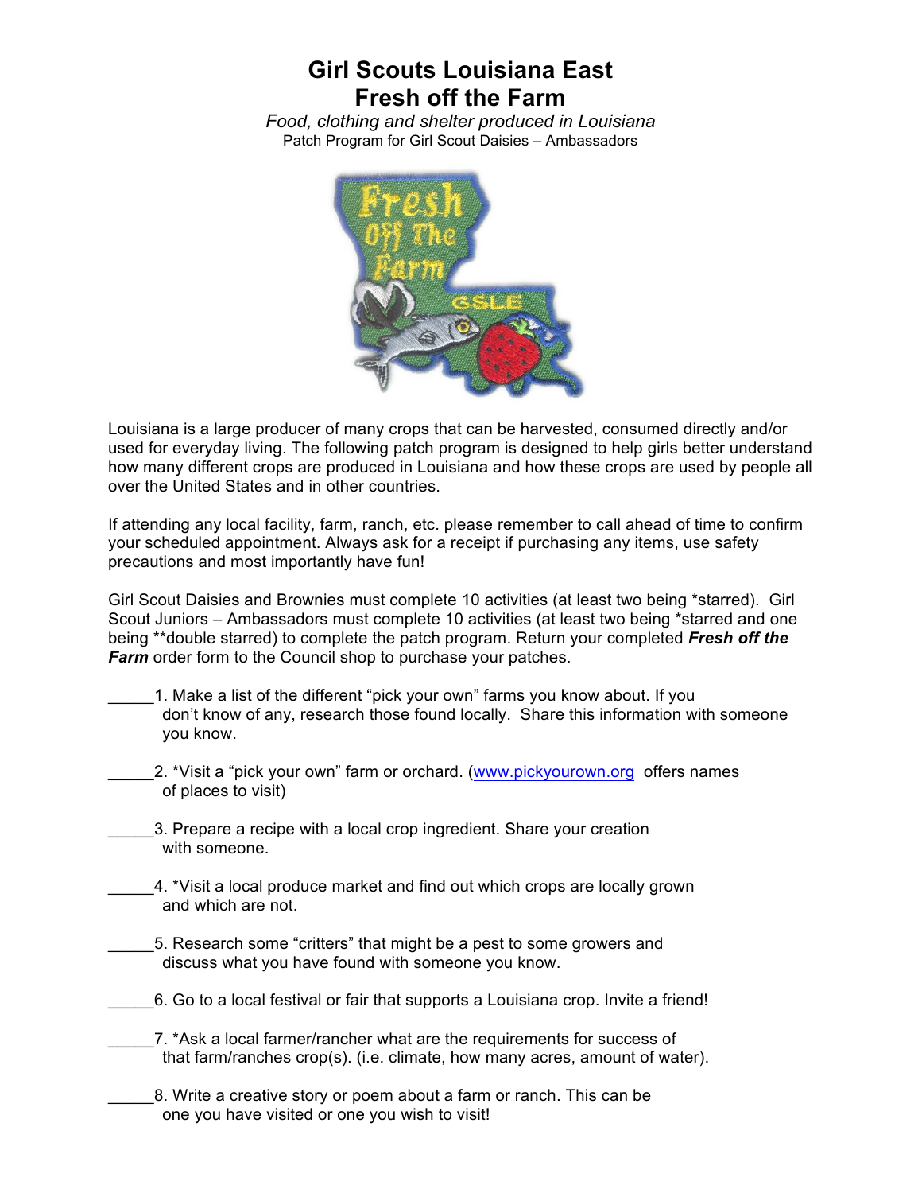# Girl Scouts Louisiana East
# Fresh off the Farm

*Food, clothing and shelter produced in Louisiana*

Patch Program for Girl Scout Daisies – Ambassadors

Louisiana is a large producer of many crops that can be harvested, consumed directly and/or used for everyday living. The following patch program is designed to help girls better understand how many different crops are produced in Louisiana and how these crops are used by people all over the United States and in other countries.

If attending any local facility, farm, ranch, etc. please remember to call ahead of time to confirm your scheduled appointment. Always ask for a receipt if purchasing any items, use safety precautions and most importantly have fun!

Girl Scout Daisies and Brownies must complete 10 activities (at least two being *starred). Girl Scout Juniors – Ambassadors must complete 10 activities (at least two being *starred and one being **double starred) to complete the patch program. Return your completed ***Fresh off the Farm*** order form to the Council shop to purchase your patches.

_____1. Make a list of the different "pick your own" farms you know about. If you don't know of any, research those found locally. Share this information with someone you know.

_____2. *Visit a "pick your own" farm or orchard. (www.pickyourown.org offers names of places to visit)

_____3. Prepare a recipe with a local crop ingredient. Share your creation with someone.

_____4. *Visit a local produce market and find out which crops are locally grown and which are not.

_____5. Research some "critters" that might be a pest to some growers and discuss what you have found with someone you know.

_____6. Go to a local festival or fair that supports a Louisiana crop. Invite a friend!

_____7. *Ask a local farmer/rancher what are the requirements for success of that farm/ranches crop(s). (i.e. climate, how many acres, amount of water).

_____8. Write a creative story or poem about a farm or ranch. This can be one you have visited or one you wish to visit!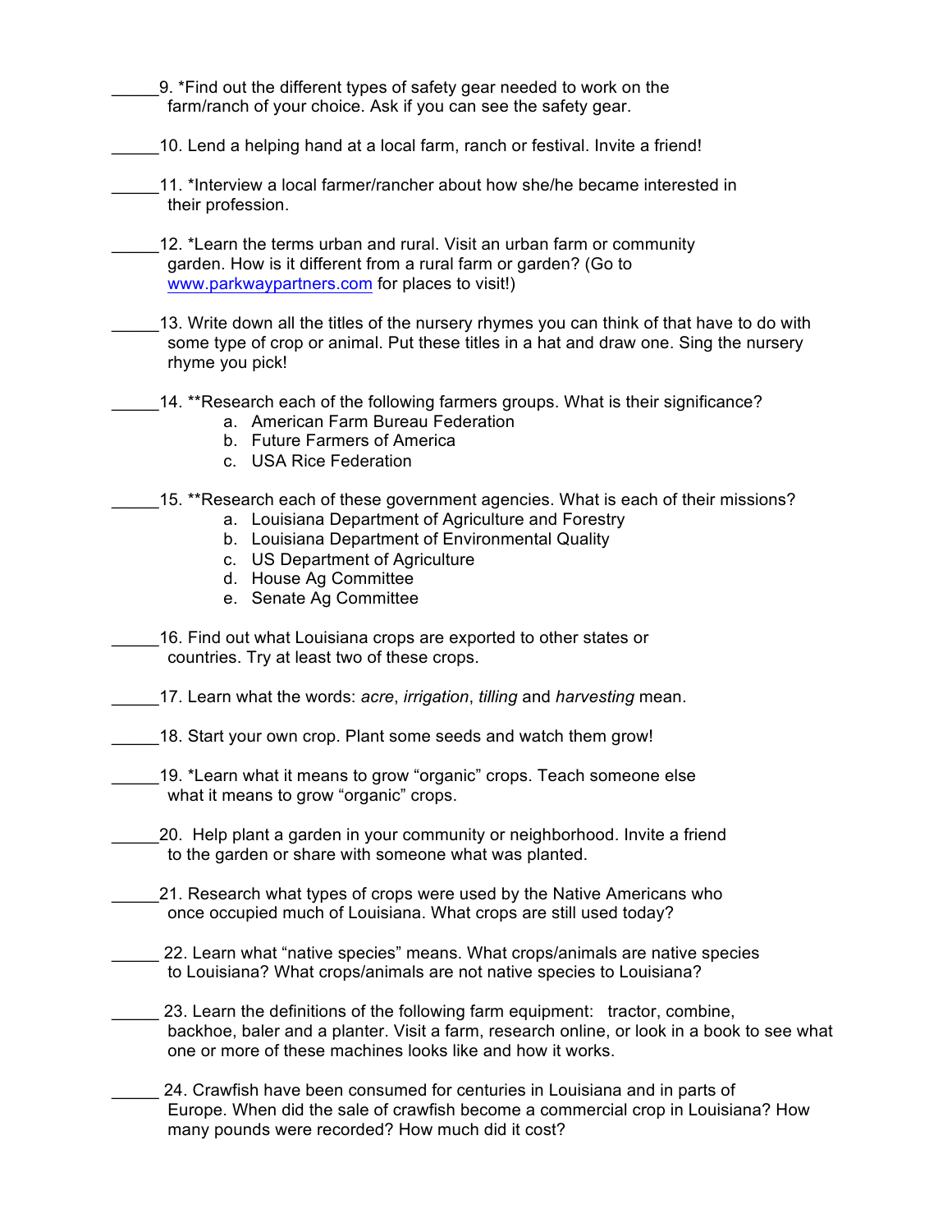_____9. *Find out the different types of safety gear needed to work on the farm/ranch of your choice. Ask if you can see the safety gear.

_____10. Lend a helping hand at a local farm, ranch or festival. Invite a friend!

_____11. *Interview a local farmer/rancher about how she/he became interested in their profession.

_____12. *Learn the terms urban and rural. Visit an urban farm or community garden. How is it different from a rural farm or garden? (Go to www.parkwaypartners.com for places to visit!)

_____13. Write down all the titles of the nursery rhymes you can think of that have to do with some type of crop or animal. Put these titles in a hat and draw one. Sing the nursery rhyme you pick!

_____14. **Research each of the following farmers groups. What is their significance?

a. American Farm Bureau Federation
b. Future Farmers of America
c. USA Rice Federation

_____15. **Research each of these government agencies. What is each of their missions?

a. Louisiana Department of Agriculture and Forestry
b. Louisiana Department of Environmental Quality
c. US Department of Agriculture
d. House Ag Committee
e. Senate Ag Committee

_____16. Find out what Louisiana crops are exported to other states or countries. Try at least two of these crops.

_____17. Learn what the words: *acre*, *irrigation*, *tilling* and *harvesting* mean.

_____18. Start your own crop. Plant some seeds and watch them grow!

_____19. *Learn what it means to grow "organic" crops. Teach someone else what it means to grow "organic" crops.

_____20. Help plant a garden in your community or neighborhood. Invite a friend to the garden or share with someone what was planted.

_____21. Research what types of crops were used by the Native Americans who once occupied much of Louisiana. What crops are still used today?

_____ 22. Learn what "native species" means. What crops/animals are native species to Louisiana? What crops/animals are not native species to Louisiana?

_____ 23. Learn the definitions of the following farm equipment: tractor, combine, backhoe, baler and a planter. Visit a farm, research online, or look in a book to see what one or more of these machines looks like and how it works.

_____ 24. Crawfish have been consumed for centuries in Louisiana and in parts of Europe. When did the sale of crawfish become a commercial crop in Louisiana? How many pounds were recorded? How much did it cost?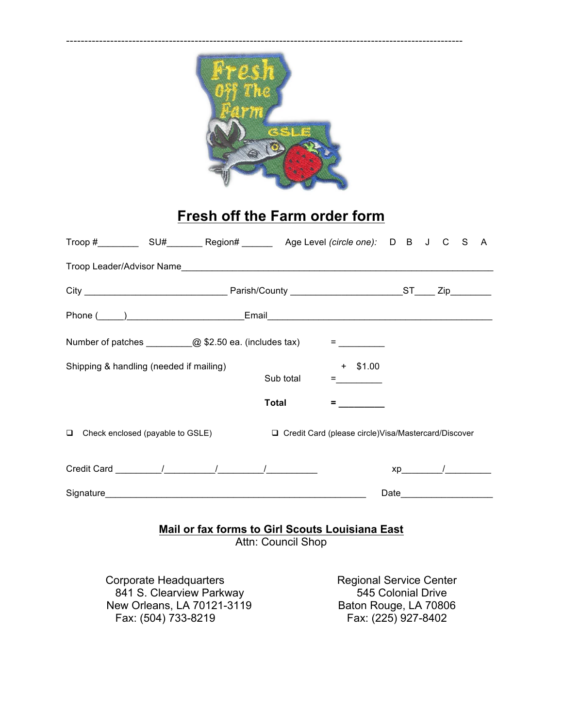------------------------------------------------------------------------------------------------------------

## Fresh off the Farm order form

Troop #________ SU#_______ Region# ______ Age Level *(circle one)*: D B J C S A

Troop Leader/Advisor Name_______________________________________________________________

City ___________________________ Parish/County _____________________ST____ Zip________

Phone (_____)______________________Email____________________________________________

Number of patches _________@ $2.50 ea. (includes tax) = _________

Shipping & handling (needed if mailing) + $1.00

Sub total =_________

**Total = _________**

❑ Check enclosed (payable to GSLE)

❑ Credit Card (please circle)Visa/Mastercard/Discover

Credit Card _________/__________/_________/__________ xp________/_________

Signature_____________________________________________________ Date__________________

**Mail or fax forms to Girl Scouts Louisiana East**

Attn: Council Shop

Corporate Headquarters
841 S. Clearview Parkway
New Orleans, LA 70121-3119
Fax: (504) 733-8219

Regional Service Center
545 Colonial Drive
Baton Rouge, LA 70806
Fax: (225) 927-8402